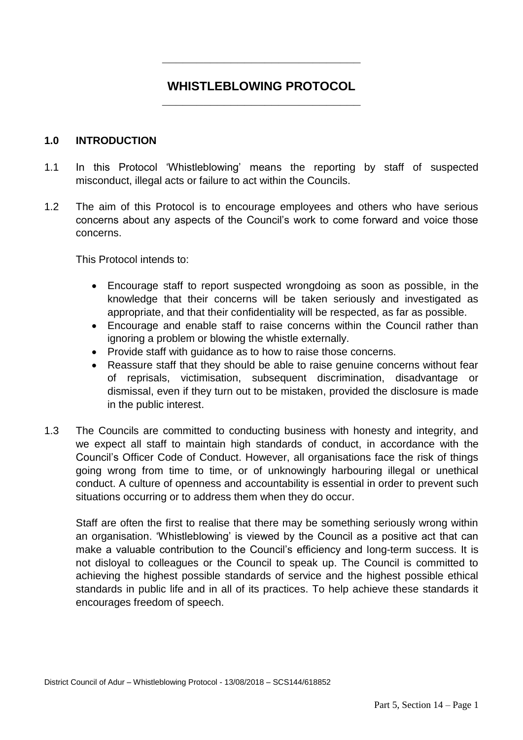# WHISTLEBLOWING PROTOCOL

## 1.0 INTRODUCTION

1.1 In this Protocol 'Whistleblowing' means the reporting by staff of suspected misconduct, illegal acts or failure to act within the Councils.

1.2 The aim of this Protocol is to encourage employees and others who have serious concerns about any aspects of the Council's work to come forward and voice those concerns.

This Protocol intends to:

- Encourage staff to report suspected wrongdoing as soon as possible, in the knowledge that their concerns will be taken seriously and investigated as appropriate, and that their confidentiality will be respected, as far as possible.
- Encourage and enable staff to raise concerns within the Council rather than ignoring a problem or blowing the whistle externally.
- Provide staff with guidance as to how to raise those concerns.
- Reassure staff that they should be able to raise genuine concerns without fear of reprisals, victimisation, subsequent discrimination, disadvantage or dismissal, even if they turn out to be mistaken, provided the disclosure is made in the public interest.

1.3 The Councils are committed to conducting business with honesty and integrity, and we expect all staff to maintain high standards of conduct, in accordance with the Council's Officer Code of Conduct. However, all organisations face the risk of things going wrong from time to time, or of unknowingly harbouring illegal or unethical conduct. A culture of openness and accountability is essential in order to prevent such situations occurring or to address them when they do occur.

Staff are often the first to realise that there may be something seriously wrong within an organisation. 'Whistleblowing' is viewed by the Council as a positive act that can make a valuable contribution to the Council's efficiency and long-term success. It is not disloyal to colleagues or the Council to speak up. The Council is committed to achieving the highest possible standards of service and the highest possible ethical standards in public life and in all of its practices. To help achieve these standards it encourages freedom of speech.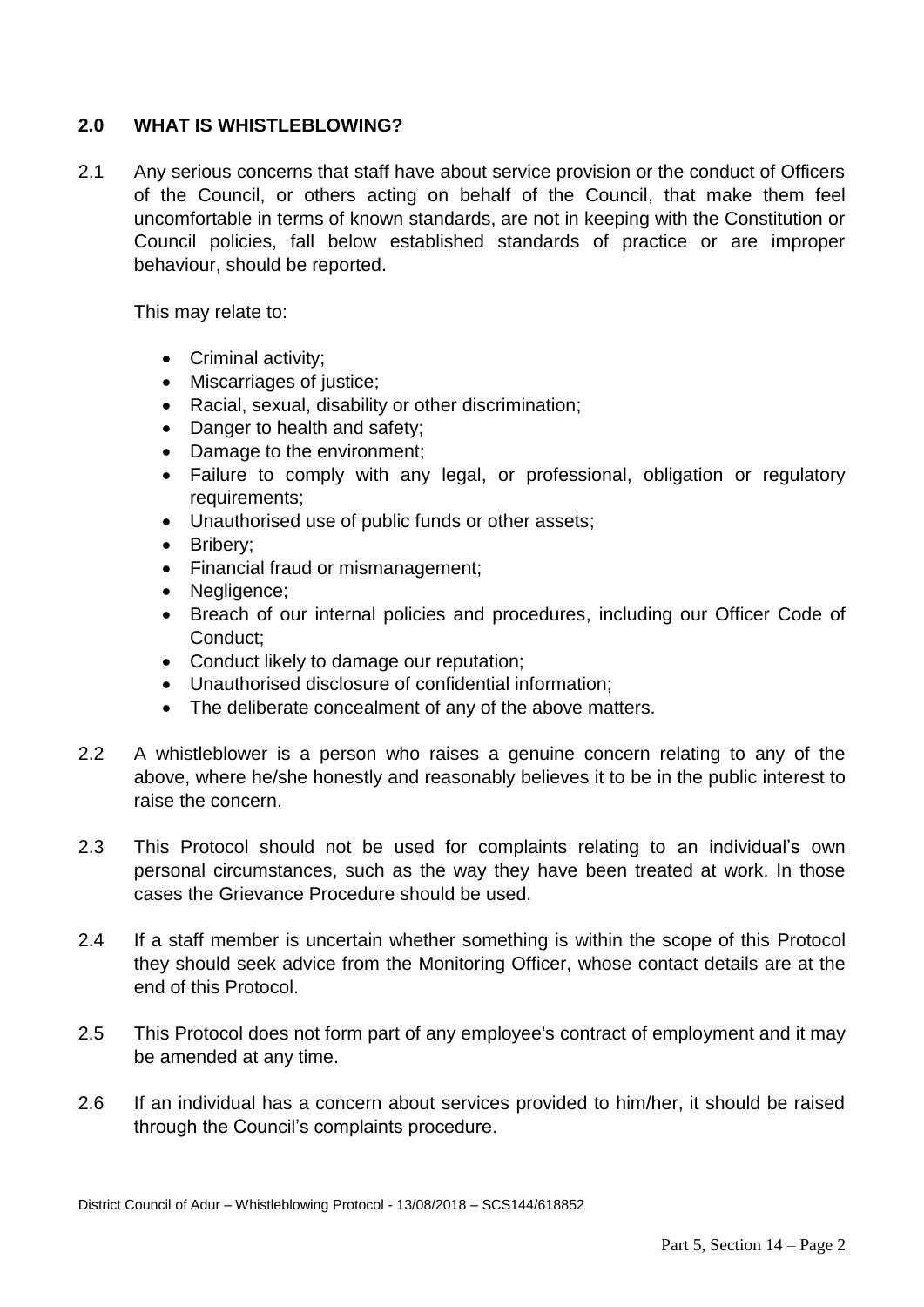## 2.0 WHAT IS WHISTLEBLOWING?

2.1 Any serious concerns that staff have about service provision or the conduct of Officers of the Council, or others acting on behalf of the Council, that make them feel uncomfortable in terms of known standards, are not in keeping with the Constitution or Council policies, fall below established standards of practice or are improper behaviour, should be reported.

This may relate to:

- Criminal activity;
- Miscarriages of justice;
- Racial, sexual, disability or other discrimination;
- Danger to health and safety;
- Damage to the environment;
- Failure to comply with any legal, or professional, obligation or regulatory requirements;
- Unauthorised use of public funds or other assets;
- Bribery;
- Financial fraud or mismanagement;
- Negligence;
- Breach of our internal policies and procedures, including our Officer Code of Conduct;
- Conduct likely to damage our reputation;
- Unauthorised disclosure of confidential information;
- The deliberate concealment of any of the above matters.

2.2 A whistleblower is a person who raises a genuine concern relating to any of the above, where he/she honestly and reasonably believes it to be in the public interest to raise the concern.

2.3 This Protocol should not be used for complaints relating to an individual's own personal circumstances, such as the way they have been treated at work. In those cases the Grievance Procedure should be used.

2.4 If a staff member is uncertain whether something is within the scope of this Protocol they should seek advice from the Monitoring Officer, whose contact details are at the end of this Protocol.

2.5 This Protocol does not form part of any employee's contract of employment and it may be amended at any time.

2.6 If an individual has a concern about services provided to him/her, it should be raised through the Council's complaints procedure.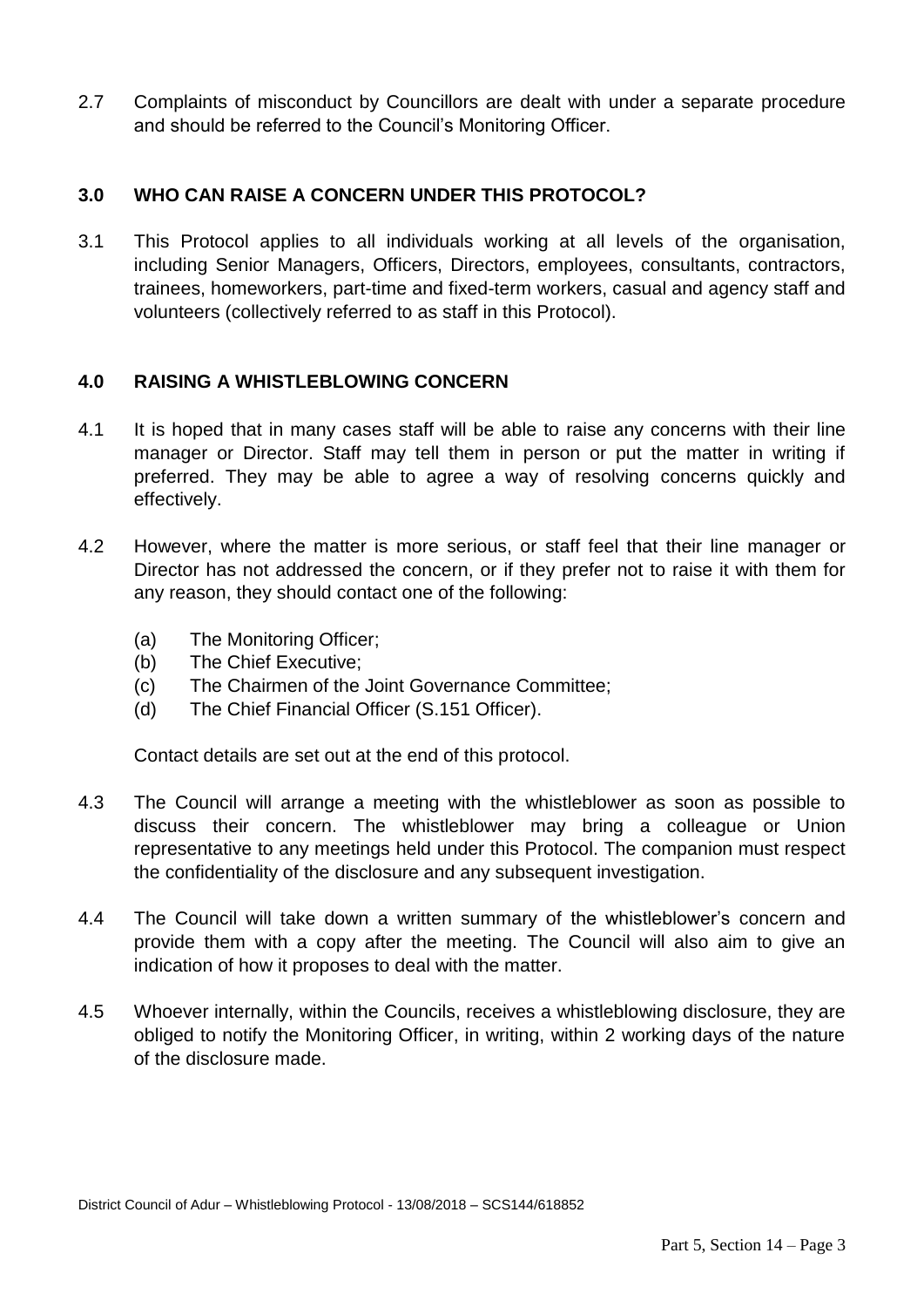2.7 Complaints of misconduct by Councillors are dealt with under a separate procedure and should be referred to the Council's Monitoring Officer.

## 3.0 WHO CAN RAISE A CONCERN UNDER THIS PROTOCOL?

3.1 This Protocol applies to all individuals working at all levels of the organisation, including Senior Managers, Officers, Directors, employees, consultants, contractors, trainees, homeworkers, part-time and fixed-term workers, casual and agency staff and volunteers (collectively referred to as staff in this Protocol).

## 4.0 RAISING A WHISTLEBLOWING CONCERN

4.1 It is hoped that in many cases staff will be able to raise any concerns with their line manager or Director. Staff may tell them in person or put the matter in writing if preferred. They may be able to agree a way of resolving concerns quickly and effectively.

4.2 However, where the matter is more serious, or staff feel that their line manager or Director has not addressed the concern, or if they prefer not to raise it with them for any reason, they should contact one of the following:

- (a) The Monitoring Officer;
- (b) The Chief Executive;
- (c) The Chairmen of the Joint Governance Committee;
- (d) The Chief Financial Officer (S.151 Officer).

Contact details are set out at the end of this protocol.

4.3 The Council will arrange a meeting with the whistleblower as soon as possible to discuss their concern. The whistleblower may bring a colleague or Union representative to any meetings held under this Protocol. The companion must respect the confidentiality of the disclosure and any subsequent investigation.

4.4 The Council will take down a written summary of the whistleblower's concern and provide them with a copy after the meeting. The Council will also aim to give an indication of how it proposes to deal with the matter.

4.5 Whoever internally, within the Councils, receives a whistleblowing disclosure, they are obliged to notify the Monitoring Officer, in writing, within 2 working days of the nature of the disclosure made.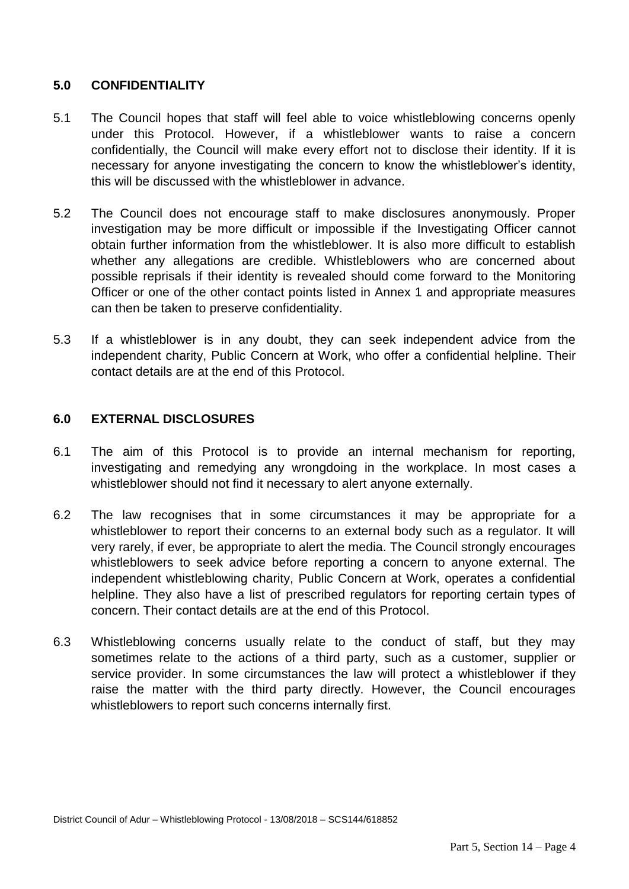## 5.0 CONFIDENTIALITY

5.1 The Council hopes that staff will feel able to voice whistleblowing concerns openly under this Protocol. However, if a whistleblower wants to raise a concern confidentially, the Council will make every effort not to disclose their identity. If it is necessary for anyone investigating the concern to know the whistleblower's identity, this will be discussed with the whistleblower in advance.

5.2 The Council does not encourage staff to make disclosures anonymously. Proper investigation may be more difficult or impossible if the Investigating Officer cannot obtain further information from the whistleblower. It is also more difficult to establish whether any allegations are credible. Whistleblowers who are concerned about possible reprisals if their identity is revealed should come forward to the Monitoring Officer or one of the other contact points listed in Annex 1 and appropriate measures can then be taken to preserve confidentiality.

5.3 If a whistleblower is in any doubt, they can seek independent advice from the independent charity, Public Concern at Work, who offer a confidential helpline. Their contact details are at the end of this Protocol.

## 6.0 EXTERNAL DISCLOSURES

6.1 The aim of this Protocol is to provide an internal mechanism for reporting, investigating and remedying any wrongdoing in the workplace. In most cases a whistleblower should not find it necessary to alert anyone externally.

6.2 The law recognises that in some circumstances it may be appropriate for a whistleblower to report their concerns to an external body such as a regulator. It will very rarely, if ever, be appropriate to alert the media. The Council strongly encourages whistleblowers to seek advice before reporting a concern to anyone external. The independent whistleblowing charity, Public Concern at Work, operates a confidential helpline. They also have a list of prescribed regulators for reporting certain types of concern. Their contact details are at the end of this Protocol.

6.3 Whistleblowing concerns usually relate to the conduct of staff, but they may sometimes relate to the actions of a third party, such as a customer, supplier or service provider. In some circumstances the law will protect a whistleblower if they raise the matter with the third party directly. However, the Council encourages whistleblowers to report such concerns internally first.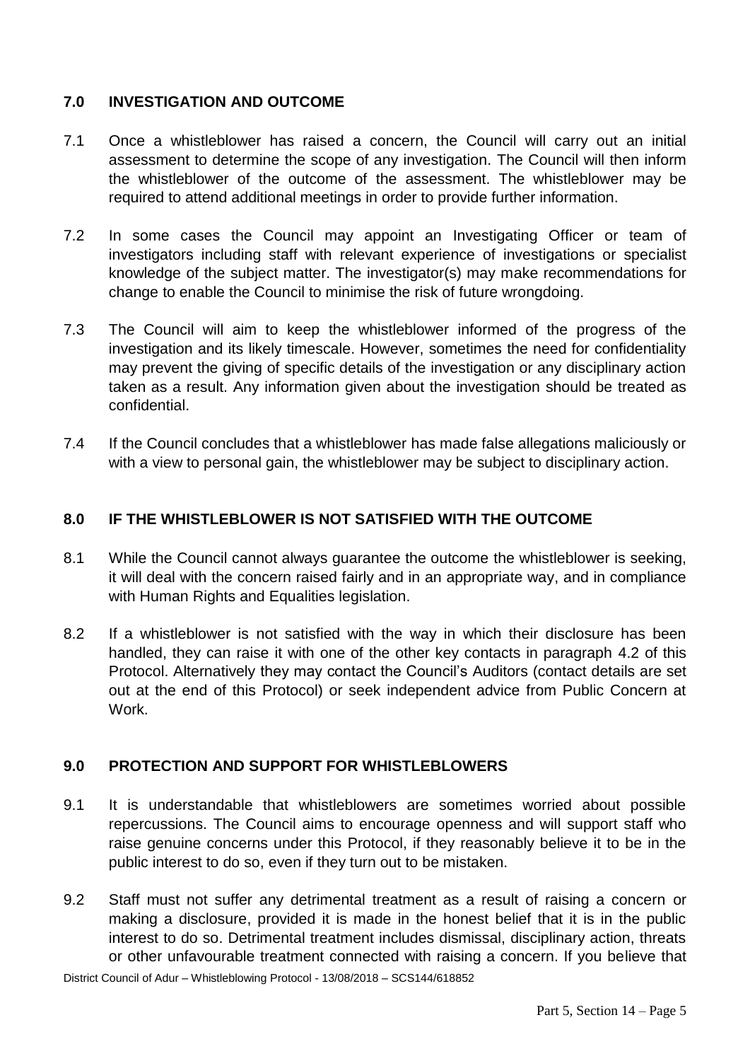## 7.0 INVESTIGATION AND OUTCOME

7.1 Once a whistleblower has raised a concern, the Council will carry out an initial assessment to determine the scope of any investigation. The Council will then inform the whistleblower of the outcome of the assessment. The whistleblower may be required to attend additional meetings in order to provide further information.

7.2 In some cases the Council may appoint an Investigating Officer or team of investigators including staff with relevant experience of investigations or specialist knowledge of the subject matter. The investigator(s) may make recommendations for change to enable the Council to minimise the risk of future wrongdoing.

7.3 The Council will aim to keep the whistleblower informed of the progress of the investigation and its likely timescale. However, sometimes the need for confidentiality may prevent the giving of specific details of the investigation or any disciplinary action taken as a result. Any information given about the investigation should be treated as confidential.

7.4 If the Council concludes that a whistleblower has made false allegations maliciously or with a view to personal gain, the whistleblower may be subject to disciplinary action.

## 8.0 IF THE WHISTLEBLOWER IS NOT SATISFIED WITH THE OUTCOME

8.1 While the Council cannot always guarantee the outcome the whistleblower is seeking, it will deal with the concern raised fairly and in an appropriate way, and in compliance with Human Rights and Equalities legislation.

8.2 If a whistleblower is not satisfied with the way in which their disclosure has been handled, they can raise it with one of the other key contacts in paragraph 4.2 of this Protocol. Alternatively they may contact the Council's Auditors (contact details are set out at the end of this Protocol) or seek independent advice from Public Concern at Work.

## 9.0 PROTECTION AND SUPPORT FOR WHISTLEBLOWERS

9.1 It is understandable that whistleblowers are sometimes worried about possible repercussions. The Council aims to encourage openness and will support staff who raise genuine concerns under this Protocol, if they reasonably believe it to be in the public interest to do so, even if they turn out to be mistaken.

9.2 Staff must not suffer any detrimental treatment as a result of raising a concern or making a disclosure, provided it is made in the honest belief that it is in the public interest to do so. Detrimental treatment includes dismissal, disciplinary action, threats or other unfavourable treatment connected with raising a concern. If you believe that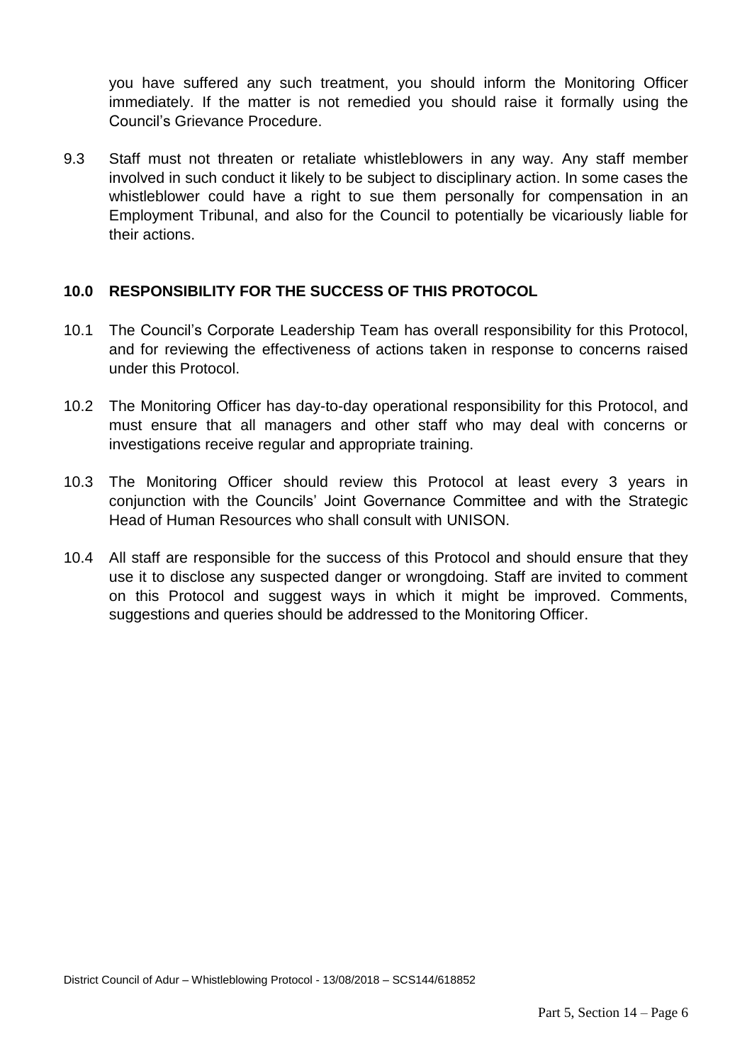you have suffered any such treatment, you should inform the Monitoring Officer immediately. If the matter is not remedied you should raise it formally using the Council's Grievance Procedure.

9.3 Staff must not threaten or retaliate whistleblowers in any way. Any staff member involved in such conduct it likely to be subject to disciplinary action. In some cases the whistleblower could have a right to sue them personally for compensation in an Employment Tribunal, and also for the Council to potentially be vicariously liable for their actions.

## 10.0 RESPONSIBILITY FOR THE SUCCESS OF THIS PROTOCOL

10.1 The Council's Corporate Leadership Team has overall responsibility for this Protocol, and for reviewing the effectiveness of actions taken in response to concerns raised under this Protocol.

10.2 The Monitoring Officer has day-to-day operational responsibility for this Protocol, and must ensure that all managers and other staff who may deal with concerns or investigations receive regular and appropriate training.

10.3 The Monitoring Officer should review this Protocol at least every 3 years in conjunction with the Councils' Joint Governance Committee and with the Strategic Head of Human Resources who shall consult with UNISON.

10.4 All staff are responsible for the success of this Protocol and should ensure that they use it to disclose any suspected danger or wrongdoing. Staff are invited to comment on this Protocol and suggest ways in which it might be improved. Comments, suggestions and queries should be addressed to the Monitoring Officer.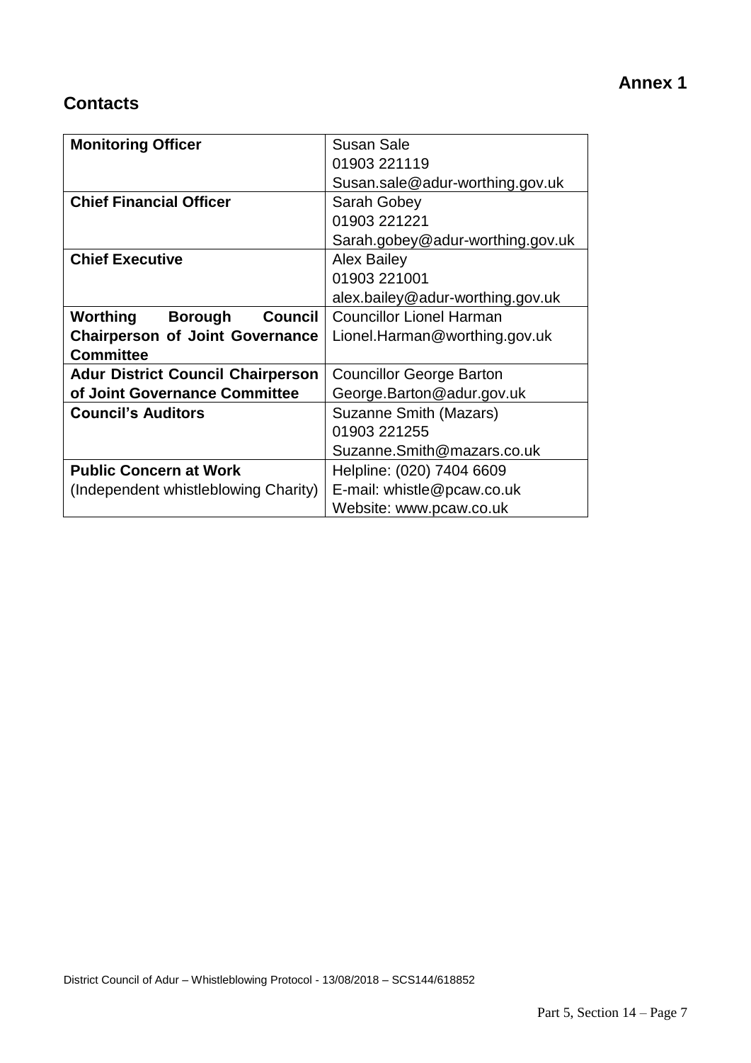**Annex 1**

## Contacts

| | |
|---|---|
| **Monitoring Officer** | Susan Sale<br>01903 221119<br>Susan.sale@adur-worthing.gov.uk |
| **Chief Financial Officer** | Sarah Gobey<br>01903 221221<br>Sarah.gobey@adur-worthing.gov.uk |
| **Chief Executive** | Alex Bailey<br>01903 221001<br>alex.bailey@adur-worthing.gov.uk |
| **Worthing Borough Council Chairperson of Joint Governance Committee** | Councillor Lionel Harman<br>Lionel.Harman@worthing.gov.uk |
| **Adur District Council Chairperson of Joint Governance Committee** | Councillor George Barton<br>George.Barton@adur.gov.uk |
| **Council's Auditors** | Suzanne Smith (Mazars)<br>01903 221255<br>Suzanne.Smith@mazars.co.uk |
| **Public Concern at Work**<br>(Independent whistleblowing Charity) | Helpline: (020) 7404 6609<br>E-mail: whistle@pcaw.co.uk<br>Website: www.pcaw.co.uk |

District Council of Adur – Whistleblowing Protocol - 13/08/2018 – SCS144/618852